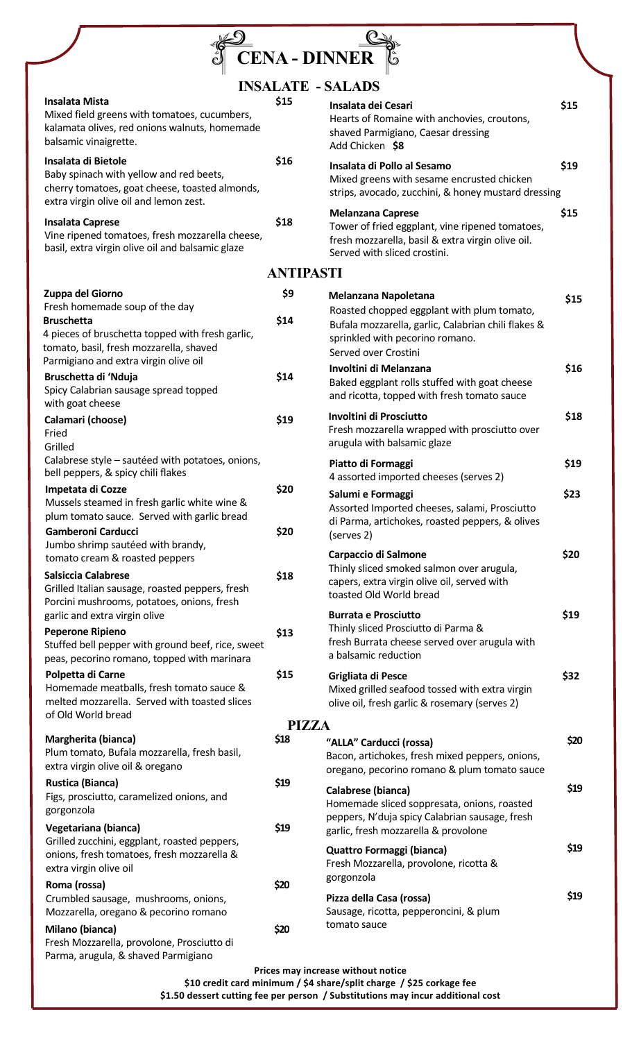# CENA - DINNER

## INSALATE - SALADS

**Insalata Mista** $15
Mixed field greens with tomatoes, cucumbers, kalamata olives, red onions walnuts, homemade balsamic vinaigrette.

**Insalata di Bietole** $16
Baby spinach with yellow and red beets, cherry tomatoes, goat cheese, toasted almonds, extra virgin olive oil and lemon zest.

**Insalata Caprese** $18
Vine ripened tomatoes, fresh mozzarella cheese, basil, extra virgin olive oil and balsamic glaze

**Insalata dei Cesari** $15
Hearts of Romaine with anchovies, croutons, shaved Parmigiano, Caesar dressing
Add Chicken **$8**

**Insalata di Pollo al Sesamo** $19
Mixed greens with sesame encrusted chicken strips, avocado, zucchini, & honey mustard dressing

**Melanzana Caprese** $15
Tower of fried eggplant, vine ripened tomatoes, fresh mozzarella, basil & extra virgin olive oil. Served with sliced crostini.

## ANTIPASTI

**Zuppa del Giorno** $9
Fresh homemade soup of the day

**Bruschetta** $14
4 pieces of bruschetta topped with fresh garlic, tomato, basil, fresh mozzarella, shaved Parmigiano and extra virgin olive oil

**Bruschetta di 'Nduja** $14
Spicy Calabrian sausage spread topped with goat cheese

**Calamari (choose)** $19
Fried
Grilled
Calabrese style – sautéed with potatoes, onions, bell peppers, & spicy chili flakes

**Impetata di Cozze** $20
Mussels steamed in fresh garlic white wine & plum tomato sauce. Served with garlic bread

**Gamberoni Carducci** $20
Jumbo shrimp sautéed with brandy, tomato cream & roasted peppers

**Salsiccia Calabrese** $18
Grilled Italian sausage, roasted peppers, fresh Porcini mushrooms, potatoes, onions, fresh garlic and extra virgin olive

**Peperone Ripieno** $13
Stuffed bell pepper with ground beef, rice, sweet peas, pecorino romano, topped with marinara

**Polpetta di Carne** $15
Homemade meatballs, fresh tomato sauce & melted mozzarella. Served with toasted slices of Old World bread

**Melanzana Napoletana** $15
Roasted chopped eggplant with plum tomato, Bufala mozzarella, garlic, Calabrian chili flakes & sprinkled with pecorino romano. Served over Crostini

**Involtini di Melanzana** $16
Baked eggplant rolls stuffed with goat cheese and ricotta, topped with fresh tomato sauce

**Involtini di Prosciutto** $18
Fresh mozzarella wrapped with prosciutto over arugula with balsamic glaze

**Piatto di Formaggi** $19
4 assorted imported cheeses (serves 2)

**Salumi e Formaggi** $23
Assorted Imported cheeses, salami, Prosciutto di Parma, artichokes, roasted peppers, & olives (serves 2)

**Carpaccio di Salmone** $20
Thinly sliced smoked salmon over arugula, capers, extra virgin olive oil, served with toasted Old World bread

**Burrata e Prosciutto** $19
Thinly sliced Prosciutto di Parma & fresh Burrata cheese served over arugula with a balsamic reduction

**Grigliata di Pesce** $32
Mixed grilled seafood tossed with extra virgin olive oil, fresh garlic & rosemary (serves 2)

## PIZZA

**Margherita (bianca)** $18
Plum tomato, Bufala mozzarella, fresh basil, extra virgin olive oil & oregano

**Rustica (Bianca)** $19
Figs, prosciutto, caramelized onions, and gorgonzola

**Vegetariana (bianca)** $19
Grilled zucchini, eggplant, roasted peppers, onions, fresh tomatoes, fresh mozzarella & extra virgin olive oil

**Roma (rossa)** $20
Crumbled sausage, mushrooms, onions, Mozzarella, oregano & pecorino romano

**Milano (bianca)** $20
Fresh Mozzarella, provolone, Prosciutto di Parma, arugula, & shaved Parmigiano

**"ALLA" Carducci (rossa)** $20
Bacon, artichokes, fresh mixed peppers, onions, oregano, pecorino romano & plum tomato sauce

**Calabrese (bianca)** $19
Homemade sliced soppresata, onions, roasted peppers, N'duja spicy Calabrian sausage, fresh garlic, fresh mozzarella & provolone

**Quattro Formaggi (bianca)** $19
Fresh Mozzarella, provolone, ricotta & gorgonzola

**Pizza della Casa (rossa)** $19
Sausage, ricotta, pepperoncini, & plum tomato sauce

**Prices may increase without notice**
**$10 credit card minimum / $4 share/split charge / $25 corkage fee**
**$1.50 dessert cutting fee per person / Substitutions may incur additional cost**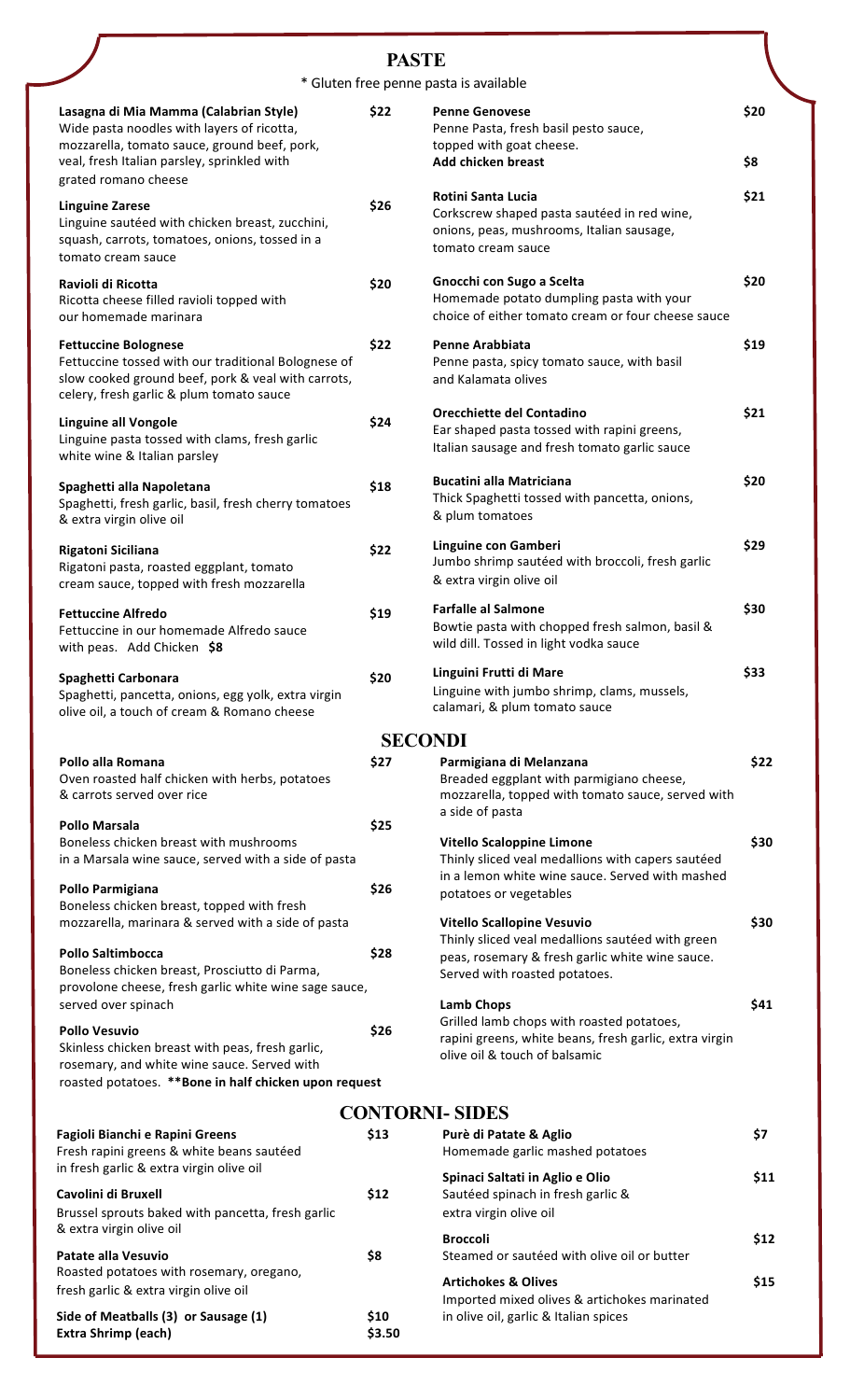# PASTE

\* Gluten free penne pasta is available

**Lasagna di Mia Mamma (Calabrian Style)** — **$22**
Wide pasta noodles with layers of ricotta, mozzarella, tomato sauce, ground beef, pork, veal, fresh Italian parsley, sprinkled with grated romano cheese

**Linguine Zarese** — **$26**
Linguine sautéed with chicken breast, zucchini, squash, carrots, tomatoes, onions, tossed in a tomato cream sauce

**Ravioli di Ricotta** — **$20**
Ricotta cheese filled ravioli topped with our homemade marinara

**Fettuccine Bolognese** — **$22**
Fettuccine tossed with our traditional Bolognese of slow cooked ground beef, pork & veal with carrots, celery, fresh garlic & plum tomato sauce

**Linguine all Vongole** — **$24**
Linguine pasta tossed with clams, fresh garlic white wine & Italian parsley

**Spaghetti alla Napoletana** — **$18**
Spaghetti, fresh garlic, basil, fresh cherry tomatoes & extra virgin olive oil

**Rigatoni Siciliana** — **$22**
Rigatoni pasta, roasted eggplant, tomato cream sauce, topped with fresh mozzarella

**Fettuccine Alfredo** — **$19**
Fettuccine in our homemade Alfredo sauce with peas. Add Chicken **$8**

**Spaghetti Carbonara** — **$20**
Spaghetti, pancetta, onions, egg yolk, extra virgin olive oil, a touch of cream & Romano cheese

**Penne Genovese** — **$20**
Penne Pasta, fresh basil pesto sauce, topped with goat cheese.
**Add chicken breast** — **$8**

**Rotini Santa Lucia** — **$21**
Corkscrew shaped pasta sautéed in red wine, onions, peas, mushrooms, Italian sausage, tomato cream sauce

**Gnocchi con Sugo a Scelta** — **$20**
Homemade potato dumpling pasta with your choice of either tomato cream or four cheese sauce

**Penne Arabbiata** — **$19**
Penne pasta, spicy tomato sauce, with basil and Kalamata olives

**Orecchiette del Contadino** — **$21**
Ear shaped pasta tossed with rapini greens, Italian sausage and fresh tomato garlic sauce

**Bucatini alla Matriciana** — **$20**
Thick Spaghetti tossed with pancetta, onions, & plum tomatoes

**Linguine con Gamberi** — **$29**
Jumbo shrimp sautéed with broccoli, fresh garlic & extra virgin olive oil

**Farfalle al Salmone** — **$30**
Bowtie pasta with chopped fresh salmon, basil & wild dill. Tossed in light vodka sauce

**Linguini Frutti di Mare** — **$33**
Linguine with jumbo shrimp, clams, mussels, calamari, & plum tomato sauce

# SECONDI

**Pollo alla Romana** — **$27**
Oven roasted half chicken with herbs, potatoes & carrots served over rice

**Pollo Marsala** — **$25**
Boneless chicken breast with mushrooms in a Marsala wine sauce, served with a side of pasta

**Pollo Parmigiana** — **$26**
Boneless chicken breast, topped with fresh mozzarella, marinara & served with a side of pasta

**Pollo Saltimbocca** — **$28**
Boneless chicken breast, Prosciutto di Parma, provolone cheese, fresh garlic white wine sage sauce, served over spinach

**Pollo Vesuvio** — **$26**
Skinless chicken breast with peas, fresh garlic, rosemary, and white wine sauce. Served with roasted potatoes. **\*\*Bone in half chicken upon request**

**Parmigiana di Melanzana** — **$22**
Breaded eggplant with parmigiano cheese, mozzarella, topped with tomato sauce, served with a side of pasta

**Vitello Scaloppine Limone** — **$30**
Thinly sliced veal medallions with capers sautéed in a lemon white wine sauce. Served with mashed potatoes or vegetables

**Vitello Scallopine Vesuvio** — **$30**
Thinly sliced veal medallions sautéed with green peas, rosemary & fresh garlic white wine sauce. Served with roasted potatoes.

**Lamb Chops** — **$41**
Grilled lamb chops with roasted potatoes, rapini greens, white beans, fresh garlic, extra virgin olive oil & touch of balsamic

# CONTORNI- SIDES

**Fagioli Bianchi e Rapini Greens** — **$13**
Fresh rapini greens & white beans sautéed in fresh garlic & extra virgin olive oil

**Cavolini di Bruxell** — **$12**
Brussel sprouts baked with pancetta, fresh garlic & extra virgin olive oil

**Patate alla Vesuvio** — **$8**
Roasted potatoes with rosemary, oregano, fresh garlic & extra virgin olive oil

**Side of Meatballs (3) or Sausage (1)** — **$10**
**Extra Shrimp (each)** — **$3.50**

**Purè di Patate & Aglio** — **$7**
Homemade garlic mashed potatoes

**Spinaci Saltati in Aglio e Olio** — **$11**
Sautéed spinach in fresh garlic & extra virgin olive oil

**Broccoli** — **$12**
Steamed or sautéed with olive oil or butter

**Artichokes & Olives** — **$15**
Imported mixed olives & artichokes marinated in olive oil, garlic & Italian spices